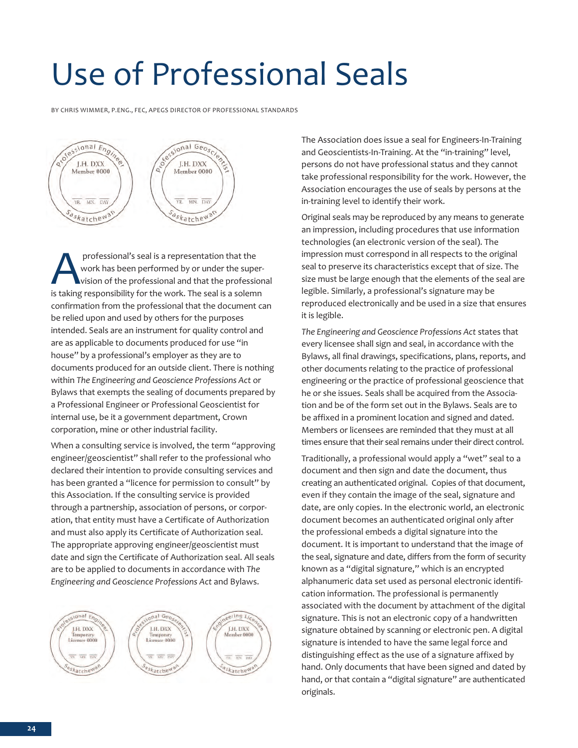# Use of Professional Seals

BY CHRIS WIMMER, P.ENG., FEC, APEGS DIRECTOR OF PROFESSIONAL STANDARDS

A professional's seal is a representation that the work has been performed by or under the supervision of the professional and that the professional is taking responsibility for the work. The seal is a solemn confirmation from the professional that the document can be relied upon and used by others for the purposes intended. Seals are an instrument for quality control and are as applicable to documents produced for use "in house" by a professional's employer as they are to documents produced for an outside client. There is nothing within *The Engineering and Geoscience Professions Act* or Bylaws that exempts the sealing of documents prepared by a Professional Engineer or Professional Geoscientist for internal use, be it a government department, Crown corporation, mine or other industrial facility.

When a consulting service is involved, the term "approving engineer/geoscientist" shall refer to the professional who declared their intention to provide consulting services and has been granted a "licence for permission to consult" by this Association. If the consulting service is provided through a partnership, association of persons, or corporation, that entity must have a Certificate of Authorization and must also apply its Certificate of Authorization seal. The appropriate approving engineer/geoscientist must date and sign the Certificate of Authorization seal. All seals are to be applied to documents in accordance with *The Engineering and Geoscience Professions Act* and Bylaws.

The Association does issue a seal for Engineers-In-Training and Geoscientists-In-Training. At the "in-training" level, persons do not have professional status and they cannot take professional responsibility for the work. However, the Association encourages the use of seals by persons at the in-training level to identify their work.

Original seals may be reproduced by any means to generate an impression, including procedures that use information technologies (an electronic version of the seal). The impression must correspond in all respects to the original seal to preserve its characteristics except that of size. The size must be large enough that the elements of the seal are legible. Similarly, a professional's signature may be reproduced electronically and be used in a size that ensures it is legible.

*The Engineering and Geoscience Professions Act* states that every licensee shall sign and seal, in accordance with the Bylaws, all final drawings, specifications, plans, reports, and other documents relating to the practice of professional engineering or the practice of professional geoscience that he or she issues. Seals shall be acquired from the Association and be of the form set out in the Bylaws. Seals are to be affixed in a prominent location and signed and dated. Members or licensees are reminded that they must at all times ensure that their seal remains under their direct control.

Traditionally, a professional would apply a "wet" seal to a document and then sign and date the document, thus creating an authenticated original. Copies of that document, even if they contain the image of the seal, signature and date, are only copies. In the electronic world, an electronic document becomes an authenticated original only after the professional embeds a digital signature into the document. It is important to understand that the image of the seal, signature and date, differs from the form of security known as a "digital signature," which is an encrypted alphanumeric data set used as personal electronic identification information. The professional is permanently associated with the document by attachment of the digital signature. This is not an electronic copy of a handwritten signature obtained by scanning or electronic pen. A digital signature is intended to have the same legal force and distinguishing effect as the use of a signature affixed by hand. Only documents that have been signed and dated by hand, or that contain a "digital signature" are authenticated originals.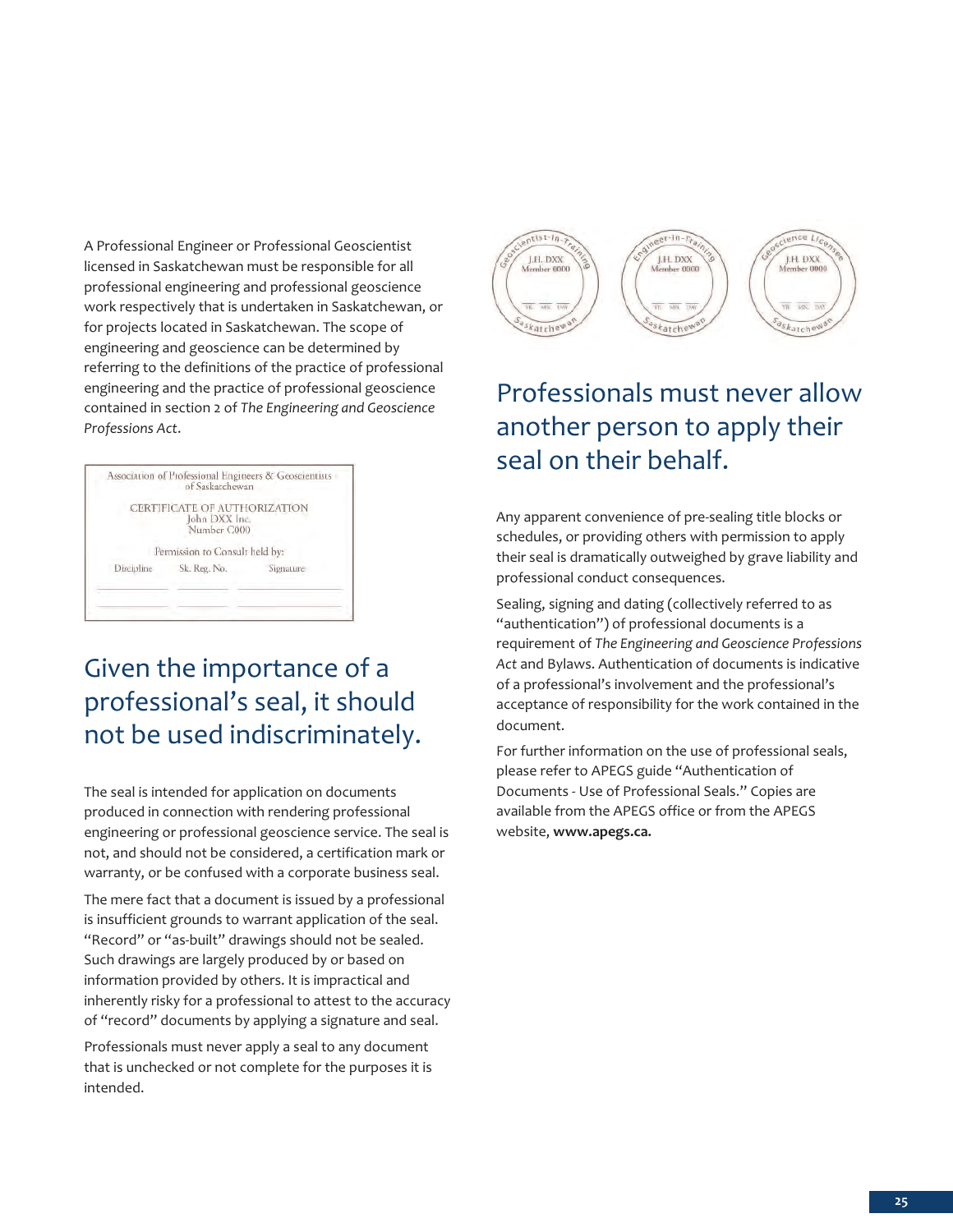A Professional Engineer or Professional Geoscientist licensed in Saskatchewan must be responsible for all professional engineering and professional geoscience work respectively that is undertaken in Saskatchewan, or for projects located in Saskatchewan. The scope of engineering and geoscience can be determined by referring to the definitions of the practice of professional engineering and the practice of professional geoscience contained in section 2 of *The Engineering and Geoscience Professions Act*.

Association of Professional Engineers & Geoscientists of Saskatchewan

CERTIFICATE OF AUTHORIZATION
John DXX Inc.
Number C000

Permission to Consult held by:

| Discipline | Sk. Reg. No. | Signature |
| --- | --- | --- |
| | | |
| | | |

## Given the importance of a professional's seal, it should not be used indiscriminately.

The seal is intended for application on documents produced in connection with rendering professional engineering or professional geoscience service. The seal is not, and should not be considered, a certification mark or warranty, or be confused with a corporate business seal.

The mere fact that a document is issued by a professional is insufficient grounds to warrant application of the seal. "Record" or "as-built" drawings should not be sealed. Such drawings are largely produced by or based on information provided by others. It is impractical and inherently risky for a professional to attest to the accuracy of "record" documents by applying a signature and seal.

Professionals must never apply a seal to any document that is unchecked or not complete for the purposes it is intended.

Geoscientist-in-Training
J.H. DXX
Member 0000
YR MN DAY
Saskatchewan

Engineer-in-Training
J.H. DXX
Member 0000
YR MN DAY
Saskatchewan

Geoscience Licensee
J.H. DXX
Member 0000
YR MN DAY
Saskatchewan

## Professionals must never allow another person to apply their seal on their behalf.

Any apparent convenience of pre-sealing title blocks or schedules, or providing others with permission to apply their seal is dramatically outweighed by grave liability and professional conduct consequences.

Sealing, signing and dating (collectively referred to as "authentication") of professional documents is a requirement of *The Engineering and Geoscience Professions Act* and Bylaws. Authentication of documents is indicative of a professional's involvement and the professional's acceptance of responsibility for the work contained in the document.

For further information on the use of professional seals, please refer to APEGS guide "Authentication of Documents - Use of Professional Seals." Copies are available from the APEGS office or from the APEGS website, **www.apegs.ca.**